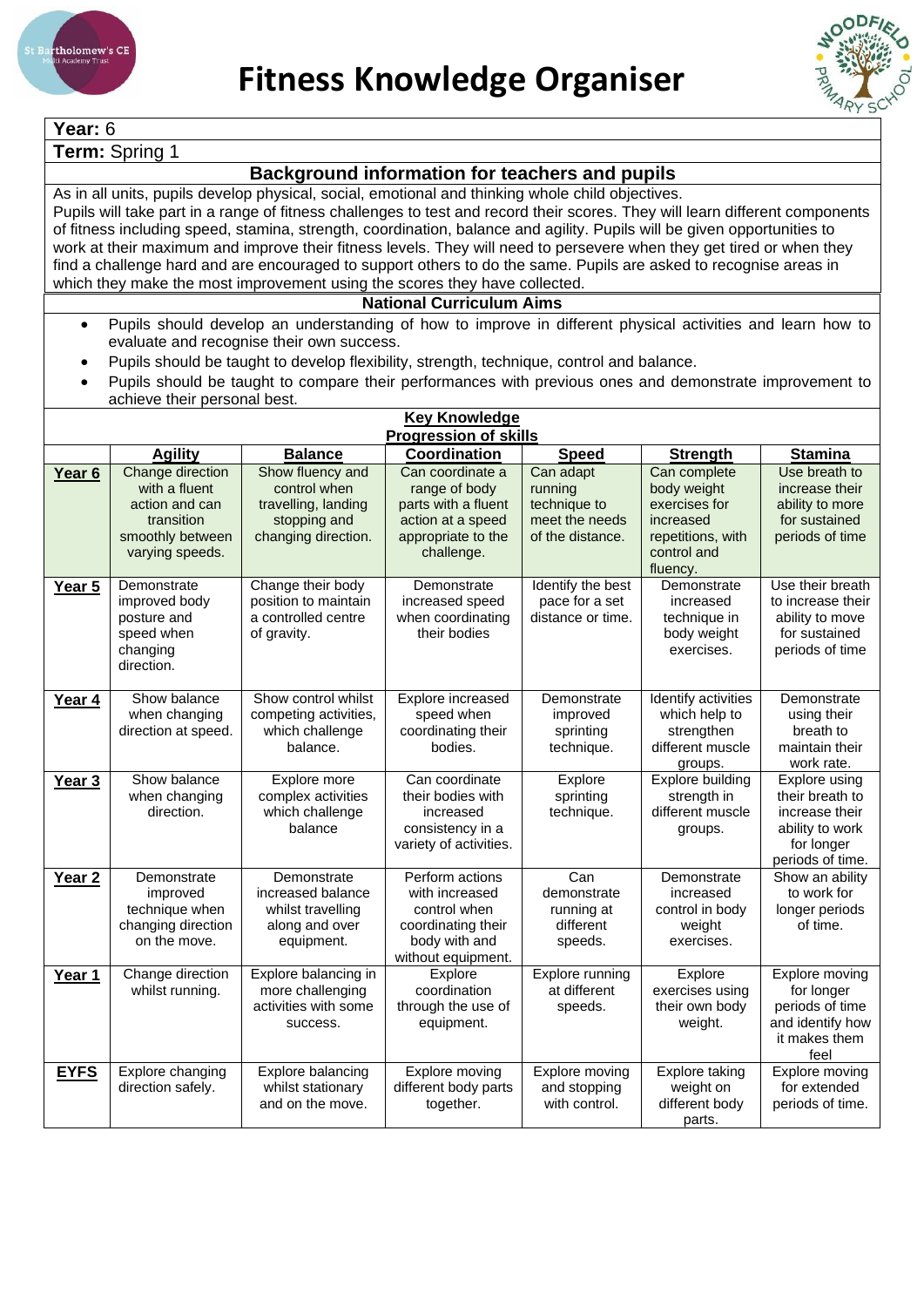# Fitness Knowledge Organiser

**Year:** 6

**Term:** Spring 1

## Background information for teachers and pupils

As in all units, pupils develop physical, social, emotional and thinking whole child objectives.
Pupils will take part in a range of fitness challenges to test and record their scores. They will learn different components of fitness including speed, stamina, strength, coordination, balance and agility. Pupils will be given opportunities to work at their maximum and improve their fitness levels. They will need to persevere when they get tired or when they find a challenge hard and are encouraged to support others to do the same. Pupils are asked to recognise areas in which they make the most improvement using the scores they have collected.

## National Curriculum Aims

- Pupils should develop an understanding of how to improve in different physical activities and learn how to evaluate and recognise their own success.
- Pupils should be taught to develop flexibility, strength, technique, control and balance.
- Pupils should be taught to compare their performances with previous ones and demonstrate improvement to achieve their personal best.

## Key Knowledge

### Progression of skills

| | Agility | Balance | Coordination | Speed | Strength | Stamina |
|---|---|---|---|---|---|---|
| **Year 6** | Change direction with a fluent action and can transition smoothly between varying speeds. | Show fluency and control when travelling, landing stopping and changing direction. | Can coordinate a range of body parts with a fluent action at a speed appropriate to the challenge. | Can adapt running technique to meet the needs of the distance. | Can complete body weight exercises for increased repetitions, with control and fluency. | Use breath to increase their ability to more for sustained periods of time |
| **Year 5** | Demonstrate improved body posture and speed when changing direction. | Change their body position to maintain a controlled centre of gravity. | Demonstrate increased speed when coordinating their bodies | Identify the best pace for a set distance or time. | Demonstrate increased technique in body weight exercises. | Use their breath to increase their ability to move for sustained periods of time |
| **Year 4** | Show balance when changing direction at speed. | Show control whilst competing activities, which challenge balance. | Explore increased speed when coordinating their bodies. | Demonstrate improved sprinting technique. | Identify activities which help to strengthen different muscle groups. | Demonstrate using their breath to maintain their work rate. |
| **Year 3** | Show balance when changing direction. | Explore more complex activities which challenge balance | Can coordinate their bodies with increased consistency in a variety of activities. | Explore sprinting technique. | Explore building strength in different muscle groups. | Explore using their breath to increase their ability to work for longer periods of time. |
| **Year 2** | Demonstrate improved technique when changing direction on the move. | Demonstrate increased balance whilst travelling along and over equipment. | Perform actions with increased control when coordinating their body with and without equipment. | Can demonstrate running at different speeds. | Demonstrate increased control in body weight exercises. | Show an ability to work for longer periods of time. |
| **Year 1** | Change direction whilst running. | Explore balancing in more challenging activities with some success. | Explore coordination through the use of equipment. | Explore running at different speeds. | Explore exercises using their own body weight. | Explore moving for longer periods of time and identify how it makes them feel |
| **EYFS** | Explore changing direction safely. | Explore balancing whilst stationary and on the move. | Explore moving different body parts together. | Explore moving and stopping with control. | Explore taking weight on different body parts. | Explore moving for extended periods of time. |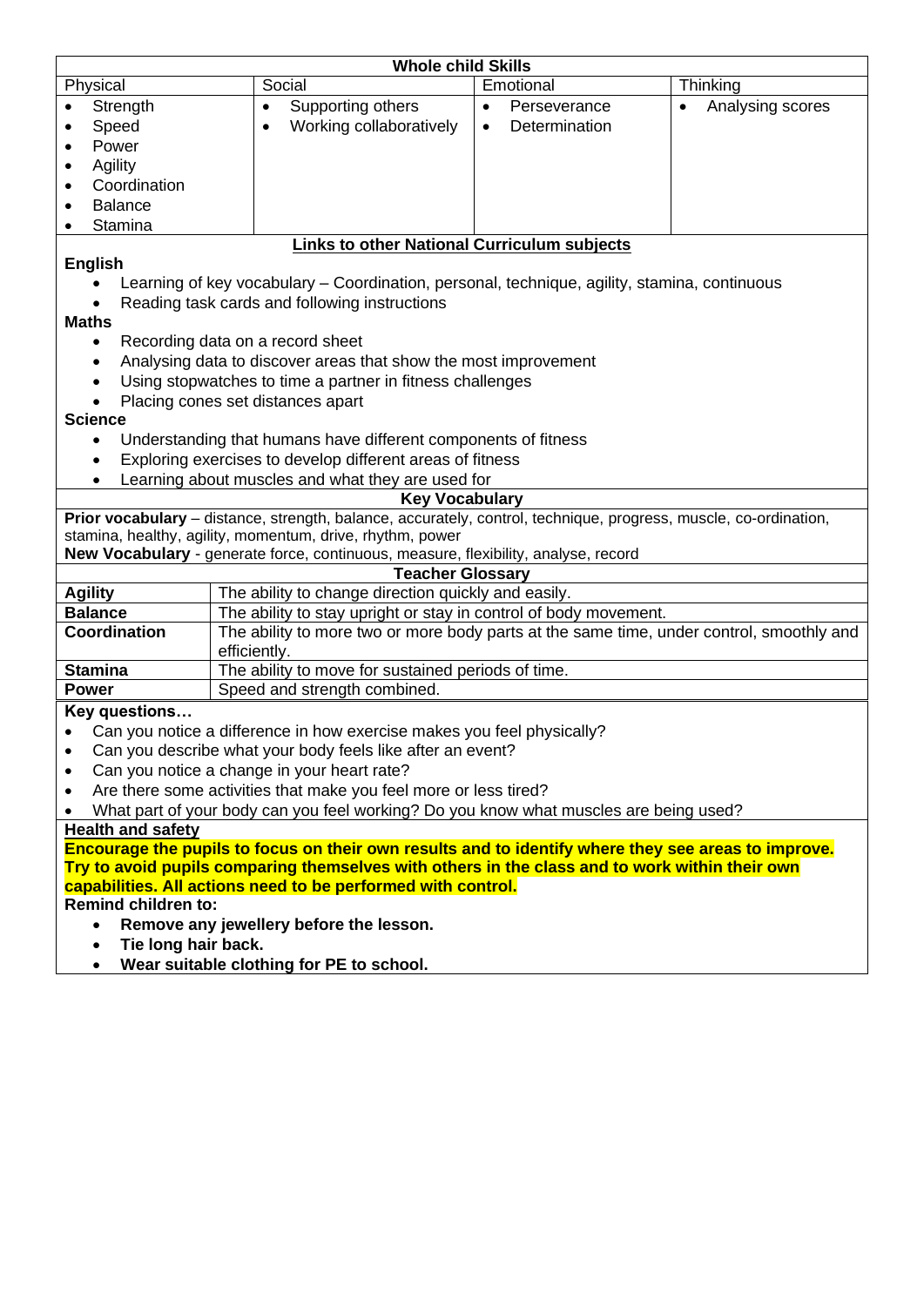| Whole child Skills | | | |
|---|---|---|---|
| Physical | Social | Emotional | Thinking |
| • Strength<br>• Speed<br>• Power<br>• Agility<br>• Coordination<br>• Balance<br>• Stamina | • Supporting others<br>• Working collaboratively | • Perseverance<br>• Determination | • Analysing scores |

## Links to other National Curriculum subjects

**English**

- Learning of key vocabulary – Coordination, personal, technique, agility, stamina, continuous
- Reading task cards and following instructions

**Maths**

- Recording data on a record sheet
- Analysing data to discover areas that show the most improvement
- Using stopwatches to time a partner in fitness challenges
- Placing cones set distances apart

**Science**

- Understanding that humans have different components of fitness
- Exploring exercises to develop different areas of fitness
- Learning about muscles and what they are used for

## Key Vocabulary

**Prior vocabulary** – distance, strength, balance, accurately, control, technique, progress, muscle, co-ordination, stamina, healthy, agility, momentum, drive, rhythm, power

**New Vocabulary** - generate force, continuous, measure, flexibility, analyse, record

## Teacher Glossary

| Term | Definition |
|---|---|
| **Agility** | The ability to change direction quickly and easily. |
| **Balance** | The ability to stay upright or stay in control of body movement. |
| **Coordination** | The ability to more two or more body parts at the same time, under control, smoothly and efficiently. |
| **Stamina** | The ability to move for sustained periods of time. |
| **Power** | Speed and strength combined. |

**Key questions…**

- Can you notice a difference in how exercise makes you feel physically?
- Can you describe what your body feels like after an event?
- Can you notice a change in your heart rate?
- Are there some activities that make you feel more or less tired?
- What part of your body can you feel working? Do you know what muscles are being used?

**Health and safety**

**Encourage the pupils to focus on their own results and to identify where they see areas to improve. Try to avoid pupils comparing themselves with others in the class and to work within their own capabilities. All actions need to be performed with control.**

**Remind children to:**

- **Remove any jewellery before the lesson.**
- **Tie long hair back.**
- **Wear suitable clothing for PE to school.**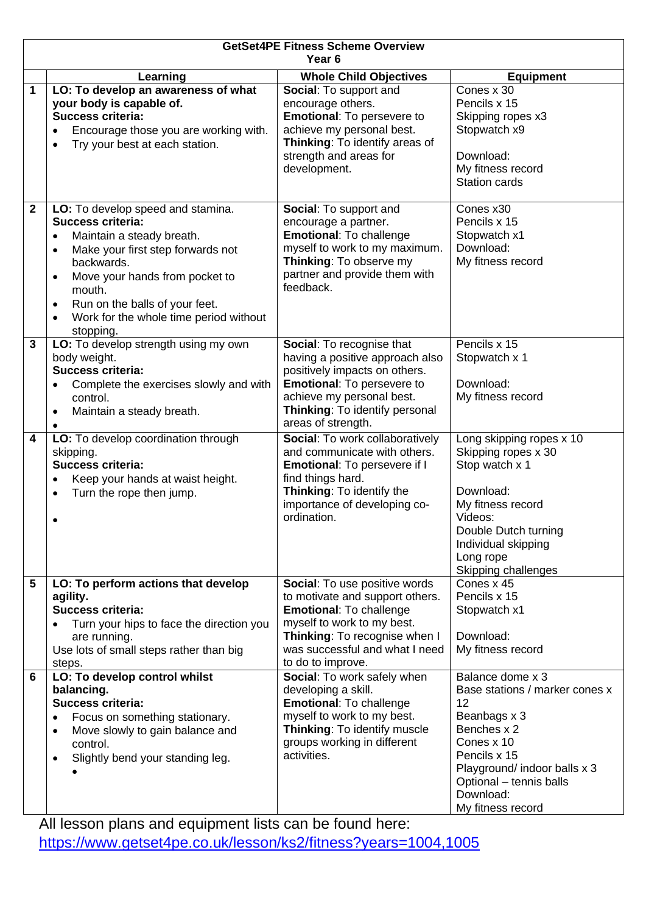| GetSet4PE Fitness Scheme Overview<br>Year 6 | | | |
|---|---|---|---|
| | **Learning** | **Whole Child Objectives** | **Equipment** |
| **1** | **LO: To develop an awareness of what your body is capable of.**<br>**Success criteria:**<br>• Encourage those you are working with.<br>• Try your best at each station. | **Social**: To support and encourage others.<br>**Emotional**: To persevere to achieve my personal best.<br>**Thinking**: To identify areas of strength and areas for development. | Cones x 30<br>Pencils x 15<br>Skipping ropes x3<br>Stopwatch x9<br><br>Download:<br>My fitness record<br>Station cards |
| **2** | **LO:** To develop speed and stamina.<br>**Success criteria:**<br>• Maintain a steady breath.<br>• Make your first step forwards not backwards.<br>• Move your hands from pocket to mouth.<br>• Run on the balls of your feet.<br>• Work for the whole time period without stopping. | **Social**: To support and encourage a partner.<br>**Emotional**: To challenge myself to work to my maximum.<br>**Thinking**: To observe my partner and provide them with feedback. | Cones x30<br>Pencils x 15<br>Stopwatch x1<br>Download:<br>My fitness record |
| **3** | **LO:** To develop strength using my own body weight.<br>**Success criteria:**<br>• Complete the exercises slowly and with control.<br>• Maintain a steady breath.<br>• | **Social**: To recognise that having a positive approach also positively impacts on others.<br>**Emotional**: To persevere to achieve my personal best.<br>**Thinking**: To identify personal areas of strength. | Pencils x 15<br>Stopwatch x 1<br><br>Download:<br>My fitness record |
| **4** | **LO:** To develop coordination through skipping.<br>**Success criteria:**<br>• Keep your hands at waist height.<br>• Turn the rope then jump.<br><br>• | **Social**: To work collaboratively and communicate with others.<br>**Emotional**: To persevere if I find things hard.<br>**Thinking**: To identify the importance of developing co-ordination. | Long skipping ropes x 10<br>Skipping ropes x 30<br>Stop watch x 1<br><br>Download:<br>My fitness record<br>Videos:<br>Double Dutch turning<br>Individual skipping<br>Long rope<br>Skipping challenges |
| **5** | **LO: To perform actions that develop agility.**<br>**Success criteria:**<br>• Turn your hips to face the direction you are running.<br>Use lots of small steps rather than big steps. | **Social**: To use positive words to motivate and support others.<br>**Emotional**: To challenge myself to work to my best.<br>**Thinking**: To recognise when I was successful and what I need to do to improve. | Cones x 45<br>Pencils x 15<br>Stopwatch x1<br><br>Download:<br>My fitness record |
| **6** | **LO: To develop control whilst balancing.**<br>**Success criteria:**<br>• Focus on something stationary.<br>• Move slowly to gain balance and control.<br>• Slightly bend your standing leg.<br>• | **Social**: To work safely when developing a skill.<br>**Emotional**: To challenge myself to work to my best.<br>**Thinking**: To identify muscle groups working in different activities. | Balance dome x 3<br>Base stations / marker cones x 12<br>Beanbags x 3<br>Benches x 2<br>Cones x 10<br>Pencils x 15<br>Playground/ indoor balls x 3<br>Optional – tennis balls<br>Download:<br>My fitness record |

All lesson plans and equipment lists can be found here:
https://www.getset4pe.co.uk/lesson/ks2/fitness?years=1004,1005